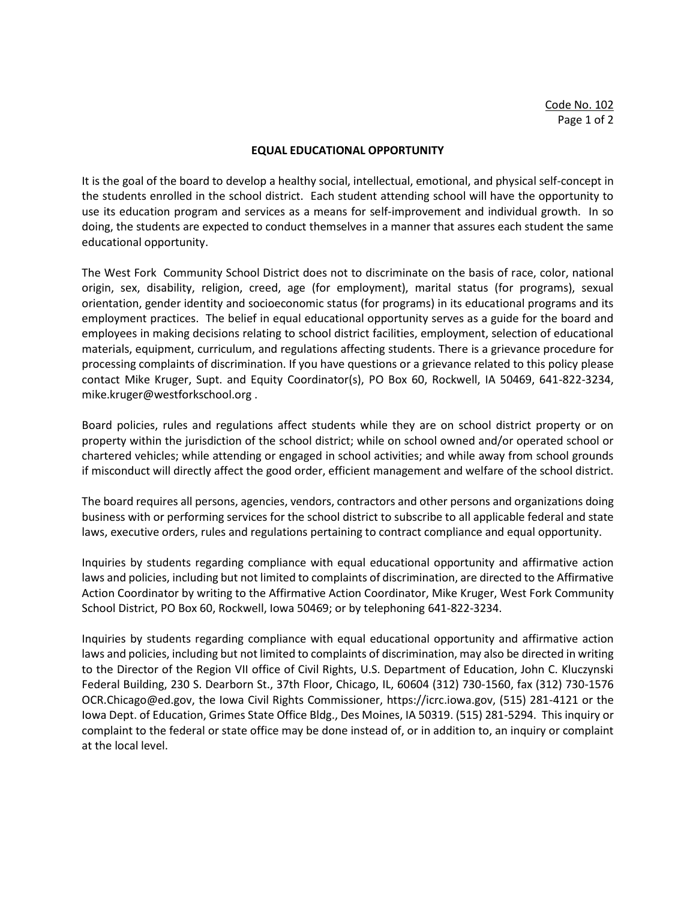Code No. 102

# EQUAL EDUCATIONAL OPPORTUNITY

It is the goal of the board to develop a healthy social, intellectual, emotional, and physical self-concept in the students enrolled in the school district. Each student attending school will have the opportunity to use its education program and services as a means for self-improvement and individual growth. In so doing, the students are expected to conduct themselves in a manner that assures each student the same educational opportunity.

The West Fork Community School District does not to discriminate on the basis of race, color, national origin, sex, disability, religion, creed, age (for employment), marital status (for programs), sexual orientation, gender identity and socioeconomic status (for programs) in its educational programs and its employment practices. The belief in equal educational opportunity serves as a guide for the board and employees in making decisions relating to school district facilities, employment, selection of educational materials, equipment, curriculum, and regulations affecting students. There is a grievance procedure for processing complaints of discrimination. If you have questions or a grievance related to this policy please contact Mike Kruger, Supt. and Equity Coordinator(s), PO Box 60, Rockwell, IA 50469, 641-822-3234, mike.kruger@westforkschool.org .

Board policies, rules and regulations affect students while they are on school district property or on property within the jurisdiction of the school district; while on school owned and/or operated school or chartered vehicles; while attending or engaged in school activities; and while away from school grounds if misconduct will directly affect the good order, efficient management and welfare of the school district.

The board requires all persons, agencies, vendors, contractors and other persons and organizations doing business with or performing services for the school district to subscribe to all applicable federal and state laws, executive orders, rules and regulations pertaining to contract compliance and equal opportunity.

Inquiries by students regarding compliance with equal educational opportunity and affirmative action laws and policies, including but not limited to complaints of discrimination, are directed to the Affirmative Action Coordinator by writing to the Affirmative Action Coordinator, Mike Kruger, West Fork Community School District, PO Box 60, Rockwell, Iowa 50469; or by telephoning 641-822-3234.

Inquiries by students regarding compliance with equal educational opportunity and affirmative action laws and policies, including but not limited to complaints of discrimination, may also be directed in writing to the Director of the Region VII office of Civil Rights, U.S. Department of Education, John C. Kluczynski Federal Building, 230 S. Dearborn St., 37th Floor, Chicago, IL, 60604 (312) 730-1560, fax (312) 730-1576 OCR.Chicago@ed.gov, the Iowa Civil Rights Commissioner, https://icrc.iowa.gov, (515) 281-4121 or the Iowa Dept. of Education, Grimes State Office Bldg., Des Moines, IA 50319. (515) 281-5294. This inquiry or complaint to the federal or state office may be done instead of, or in addition to, an inquiry or complaint at the local level.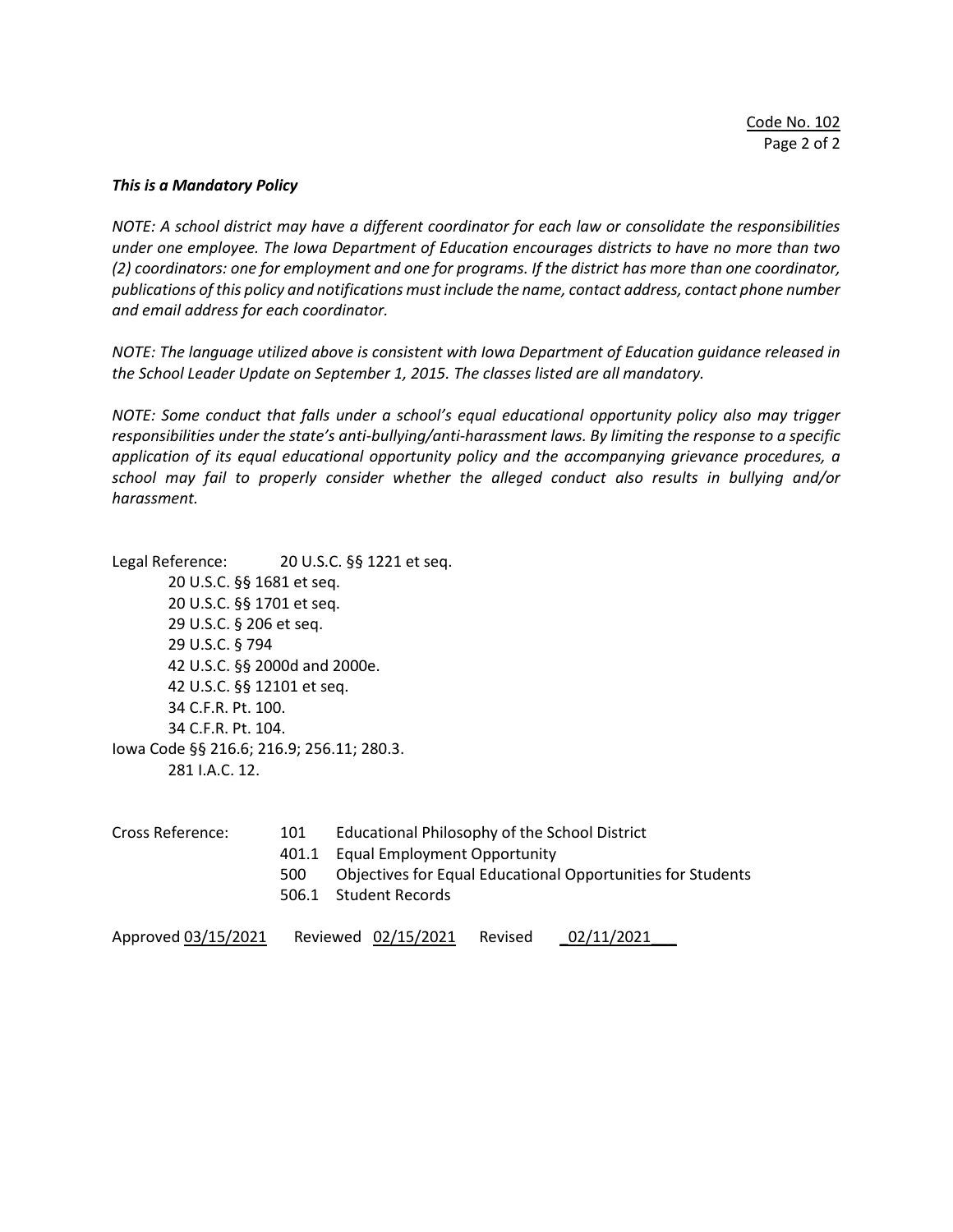***This is a Mandatory Policy***

*NOTE: A school district may have a different coordinator for each law or consolidate the responsibilities under one employee. The Iowa Department of Education encourages districts to have no more than two (2) coordinators: one for employment and one for programs. If the district has more than one coordinator, publications of this policy and notifications must include the name, contact address, contact phone number and email address for each coordinator.*

*NOTE: The language utilized above is consistent with Iowa Department of Education guidance released in the School Leader Update on September 1, 2015. The classes listed are all mandatory.*

*NOTE: Some conduct that falls under a school's equal educational opportunity policy also may trigger responsibilities under the state's anti-bullying/anti-harassment laws. By limiting the response to a specific application of its equal educational opportunity policy and the accompanying grievance procedures, a school may fail to properly consider whether the alleged conduct also results in bullying and/or harassment.*

Legal Reference: 20 U.S.C. §§ 1221 et seq.
20 U.S.C. §§ 1681 et seq.
20 U.S.C. §§ 1701 et seq.
29 U.S.C. § 206 et seq.
29 U.S.C. § 794
42 U.S.C. §§ 2000d and 2000e.
42 U.S.C. §§ 12101 et seq.
34 C.F.R. Pt. 100.
34 C.F.R. Pt. 104.
Iowa Code §§ 216.6; 216.9; 256.11; 280.3.
281 I.A.C. 12.

Cross Reference:
101 Educational Philosophy of the School District
401.1 Equal Employment Opportunity
500 Objectives for Equal Educational Opportunities for Students
506.1 Student Records

Approved 03/15/2021 Reviewed 02/15/2021 Revised 02/11/2021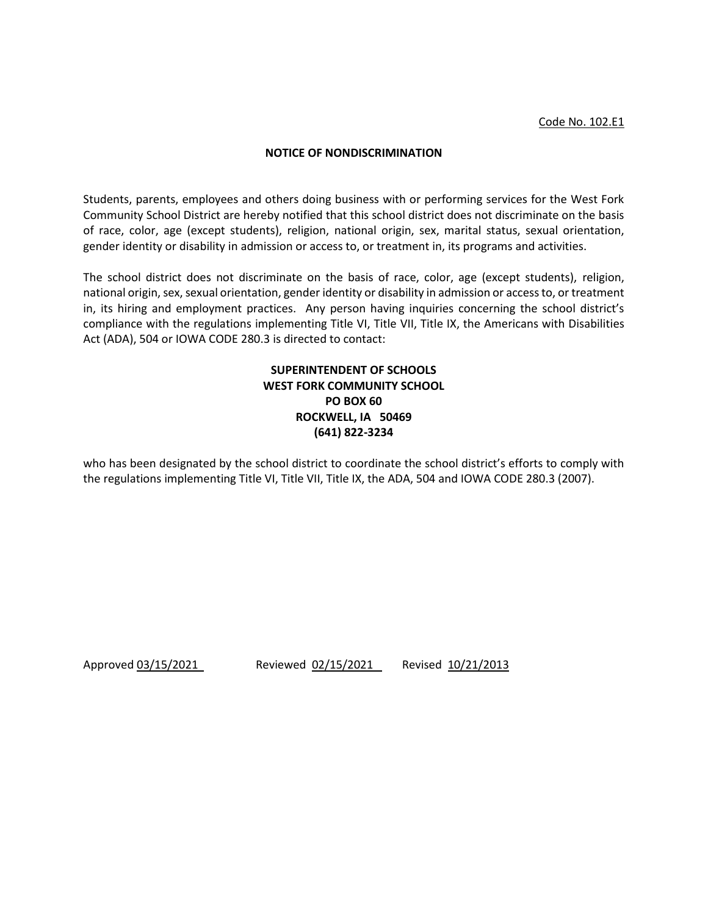Code No. 102.E1

## NOTICE OF NONDISCRIMINATION

Students, parents, employees and others doing business with or performing services for the West Fork Community School District are hereby notified that this school district does not discriminate on the basis of race, color, age (except students), religion, national origin, sex, marital status, sexual orientation, gender identity or disability in admission or access to, or treatment in, its programs and activities.

The school district does not discriminate on the basis of race, color, age (except students), religion, national origin, sex, sexual orientation, gender identity or disability in admission or access to, or treatment in, its hiring and employment practices. Any person having inquiries concerning the school district's compliance with the regulations implementing Title VI, Title VII, Title IX, the Americans with Disabilities Act (ADA), 504 or IOWA CODE 280.3 is directed to contact:

**SUPERINTENDENT OF SCHOOLS**
**WEST FORK COMMUNITY SCHOOL**
**PO BOX 60**
**ROCKWELL, IA 50469**
**(641) 822-3234**

who has been designated by the school district to coordinate the school district's efforts to comply with the regulations implementing Title VI, Title VII, Title IX, the ADA, 504 and IOWA CODE 280.3 (2007).

Approved 03/15/2021 Reviewed 02/15/2021 Revised 10/21/2013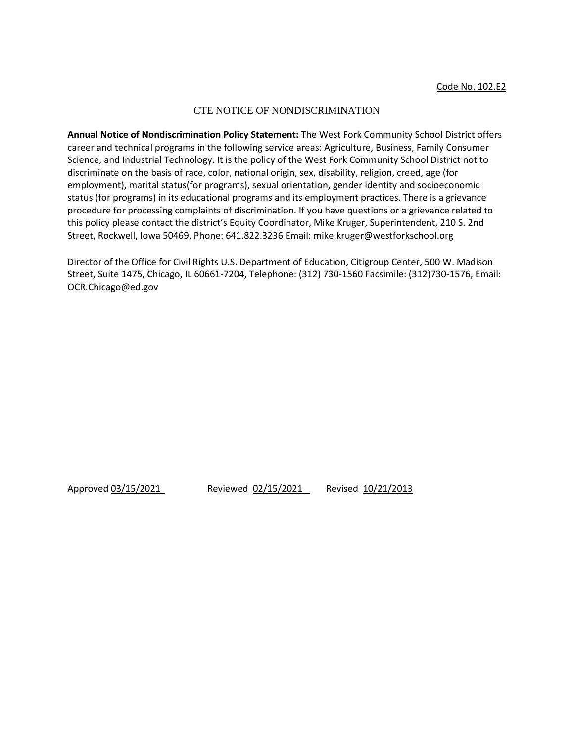Code No. 102.E2

# CTE NOTICE OF NONDISCRIMINATION

**Annual Notice of Nondiscrimination Policy Statement:** The West Fork Community School District offers career and technical programs in the following service areas: Agriculture, Business, Family Consumer Science, and Industrial Technology. It is the policy of the West Fork Community School District not to discriminate on the basis of race, color, national origin, sex, disability, religion, creed, age (for employment), marital status(for programs), sexual orientation, gender identity and socioeconomic status (for programs) in its educational programs and its employment practices. There is a grievance procedure for processing complaints of discrimination. If you have questions or a grievance related to this policy please contact the district's Equity Coordinator, Mike Kruger, Superintendent, 210 S. 2nd Street, Rockwell, Iowa 50469. Phone: 641.822.3236 Email: mike.kruger@westforkschool.org

Director of the Office for Civil Rights U.S. Department of Education, Citigroup Center, 500 W. Madison Street, Suite 1475, Chicago, IL 60661-7204, Telephone: (312) 730-1560 Facsimile: (312)730-1576, Email: OCR.Chicago@ed.gov

Approved 03/15/2021 Reviewed 02/15/2021 Revised 10/21/2013